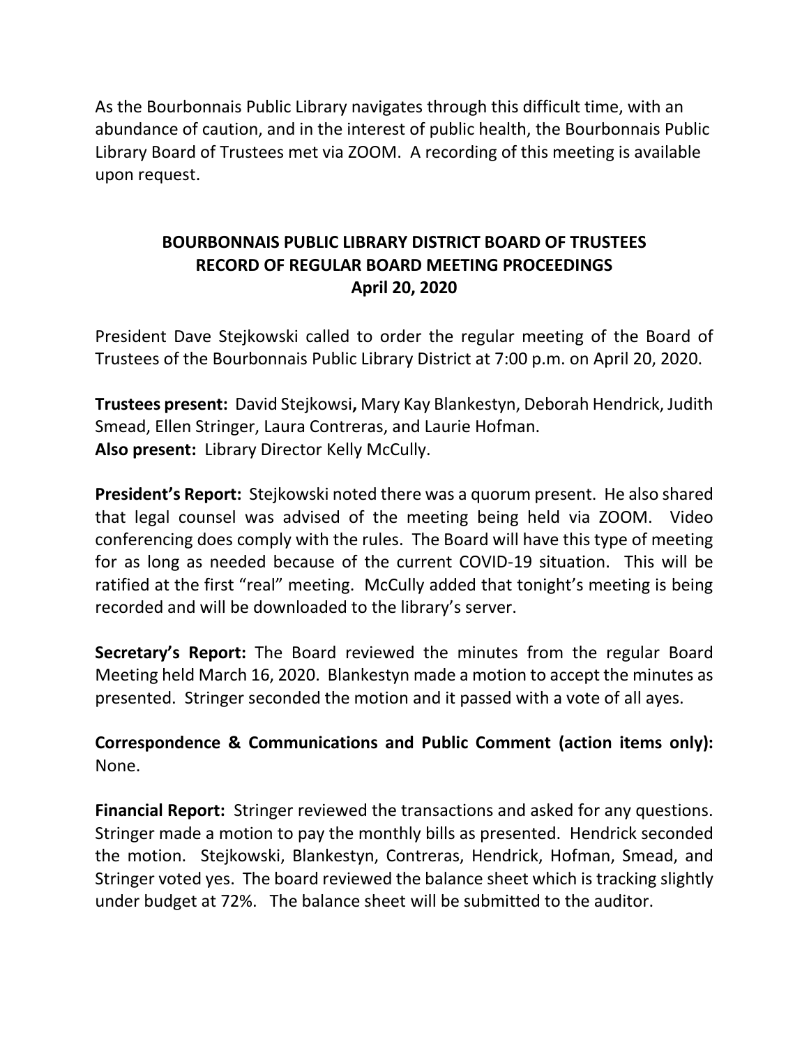As the Bourbonnais Public Library navigates through this difficult time, with an abundance of caution, and in the interest of public health, the Bourbonnais Public Library Board of Trustees met via ZOOM. A recording of this meeting is available upon request.

**BOURBONNAIS PUBLIC LIBRARY DISTRICT BOARD OF TRUSTEES**
**RECORD OF REGULAR BOARD MEETING PROCEEDINGS**
**April 20, 2020**

President Dave Stejkowski called to order the regular meeting of the Board of Trustees of the Bourbonnais Public Library District at 7:00 p.m. on April 20, 2020.

**Trustees present:** David Stejkowsi**,** Mary Kay Blankestyn, Deborah Hendrick, Judith Smead, Ellen Stringer, Laura Contreras, and Laurie Hofman.
**Also present:** Library Director Kelly McCully.

**President's Report:** Stejkowski noted there was a quorum present. He also shared that legal counsel was advised of the meeting being held via ZOOM. Video conferencing does comply with the rules. The Board will have this type of meeting for as long as needed because of the current COVID-19 situation. This will be ratified at the first "real" meeting. McCully added that tonight's meeting is being recorded and will be downloaded to the library's server.

**Secretary's Report:** The Board reviewed the minutes from the regular Board Meeting held March 16, 2020. Blankestyn made a motion to accept the minutes as presented. Stringer seconded the motion and it passed with a vote of all ayes.

**Correspondence & Communications and Public Comment (action items only):** None.

**Financial Report:** Stringer reviewed the transactions and asked for any questions. Stringer made a motion to pay the monthly bills as presented. Hendrick seconded the motion. Stejkowski, Blankestyn, Contreras, Hendrick, Hofman, Smead, and Stringer voted yes. The board reviewed the balance sheet which is tracking slightly under budget at 72%. The balance sheet will be submitted to the auditor.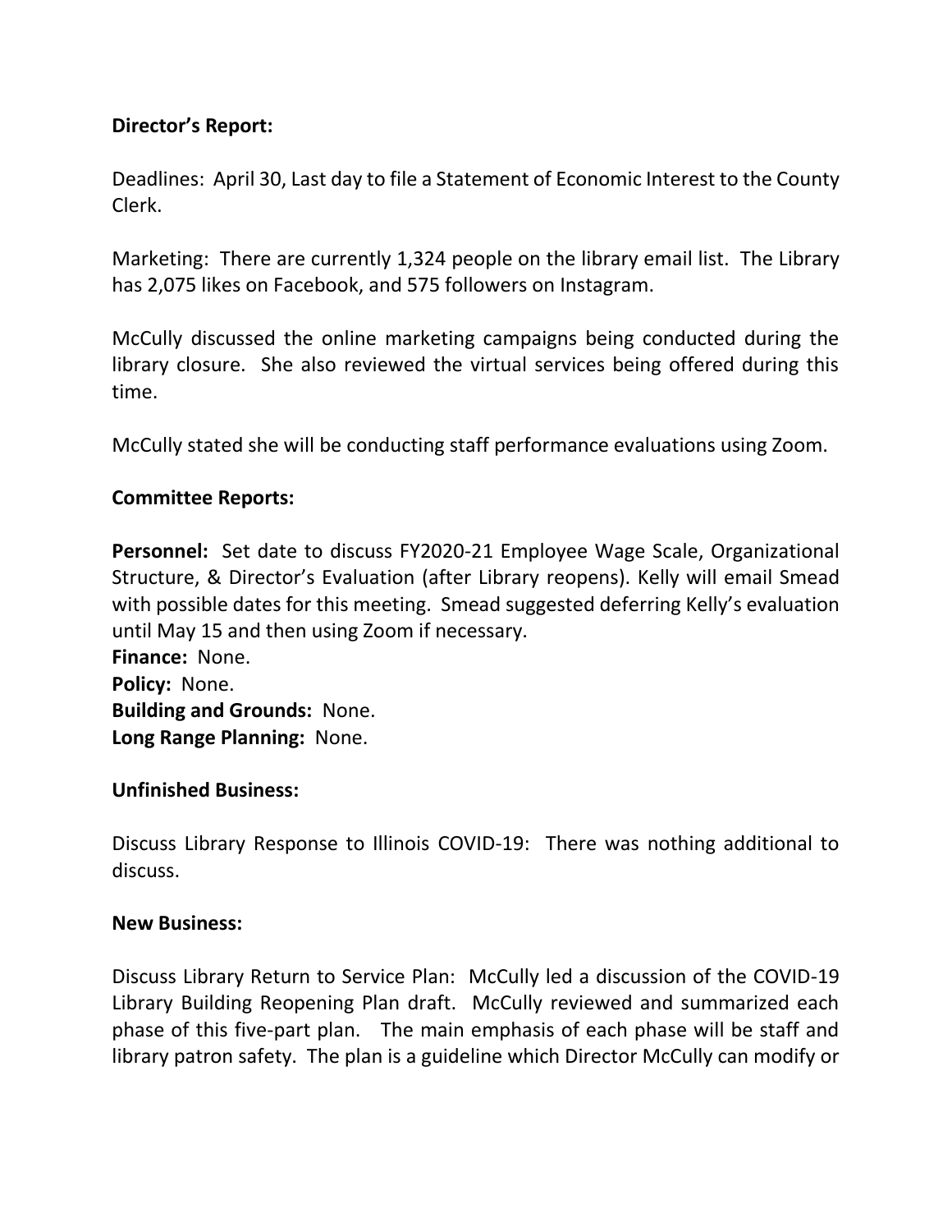**Director's Report:**

Deadlines: April 30, Last day to file a Statement of Economic Interest to the County Clerk.

Marketing: There are currently 1,324 people on the library email list. The Library has 2,075 likes on Facebook, and 575 followers on Instagram.

McCully discussed the online marketing campaigns being conducted during the library closure. She also reviewed the virtual services being offered during this time.

McCully stated she will be conducting staff performance evaluations using Zoom.

**Committee Reports:**

**Personnel:** Set date to discuss FY2020-21 Employee Wage Scale, Organizational Structure, & Director's Evaluation (after Library reopens). Kelly will email Smead with possible dates for this meeting. Smead suggested deferring Kelly's evaluation until May 15 and then using Zoom if necessary.
**Finance:** None.
**Policy:** None.
**Building and Grounds:** None.
**Long Range Planning:** None.

**Unfinished Business:**

Discuss Library Response to Illinois COVID-19: There was nothing additional to discuss.

**New Business:**

Discuss Library Return to Service Plan: McCully led a discussion of the COVID-19 Library Building Reopening Plan draft. McCully reviewed and summarized each phase of this five-part plan. The main emphasis of each phase will be staff and library patron safety. The plan is a guideline which Director McCully can modify or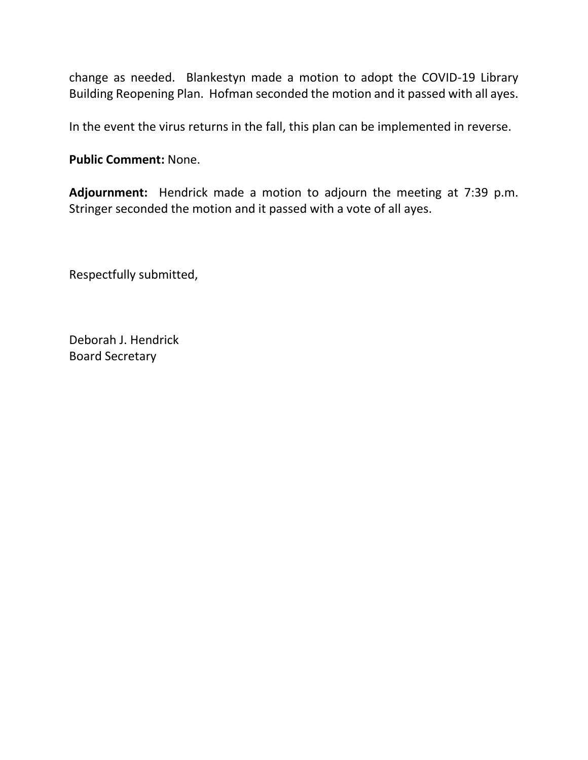change as needed. Blankestyn made a motion to adopt the COVID-19 Library Building Reopening Plan. Hofman seconded the motion and it passed with all ayes.

In the event the virus returns in the fall, this plan can be implemented in reverse.

**Public Comment:** None.

**Adjournment:** Hendrick made a motion to adjourn the meeting at 7:39 p.m. Stringer seconded the motion and it passed with a vote of all ayes.

Respectfully submitted,

Deborah J. Hendrick
Board Secretary